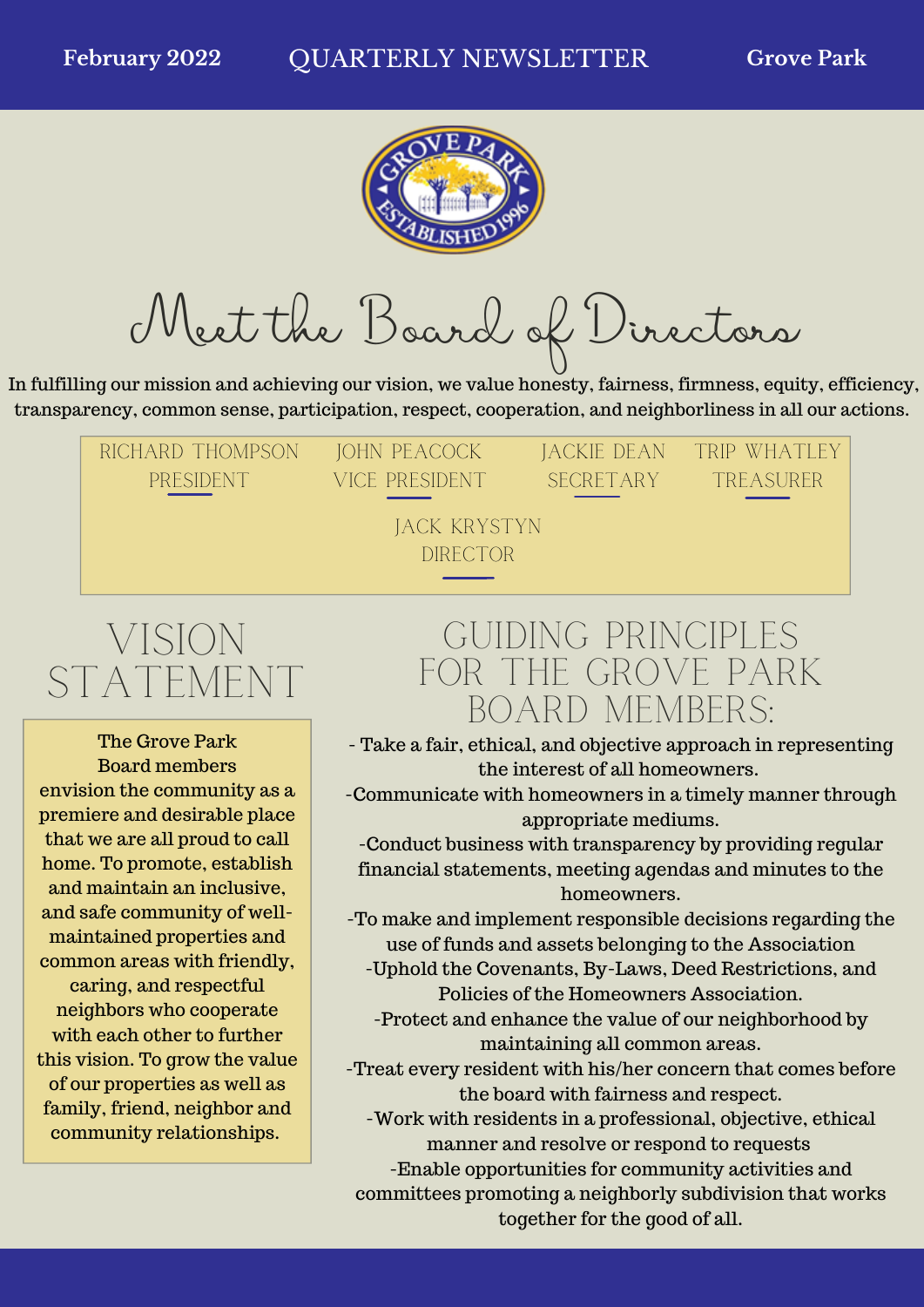February 2022 QUARTERLY NEWSLETTER Grove Park

# Meet the Board of Directors

In fulfilling our mission and achieving our vision, we value honesty, fairness, firmness, equity, efficiency, transparency, common sense, participation, respect, cooperation, and neighborliness in all our actions.

RICHARD THOMPSON
PRESIDENT

JOHN PEACOCK
VICE PRESIDENT

JACKIE DEAN
SECRETARY

TRIP WHATLEY
TREASURER

JACK KRYSTYN
DIRECTOR

## VISION STATEMENT

The Grove Park Board members envision the community as a premiere and desirable place that we are all proud to call home. To promote, establish and maintain an inclusive, and safe community of well-maintained properties and common areas with friendly, caring, and respectful neighbors who cooperate with each other to further this vision. To grow the value of our properties as well as family, friend, neighbor and community relationships.

## GUIDING PRINCIPLES FOR THE GROVE PARK BOARD MEMBERS:

- Take a fair, ethical, and objective approach in representing the interest of all homeowners.
-Communicate with homeowners in a timely manner through appropriate mediums.
-Conduct business with transparency by providing regular financial statements, meeting agendas and minutes to the homeowners.
-To make and implement responsible decisions regarding the use of funds and assets belonging to the Association
-Uphold the Covenants, By-Laws, Deed Restrictions, and Policies of the Homeowners Association.
-Protect and enhance the value of our neighborhood by maintaining all common areas.
-Treat every resident with his/her concern that comes before the board with fairness and respect.
-Work with residents in a professional, objective, ethical manner and resolve or respond to requests
-Enable opportunities for community activities and committees promoting a neighborly subdivision that works together for the good of all.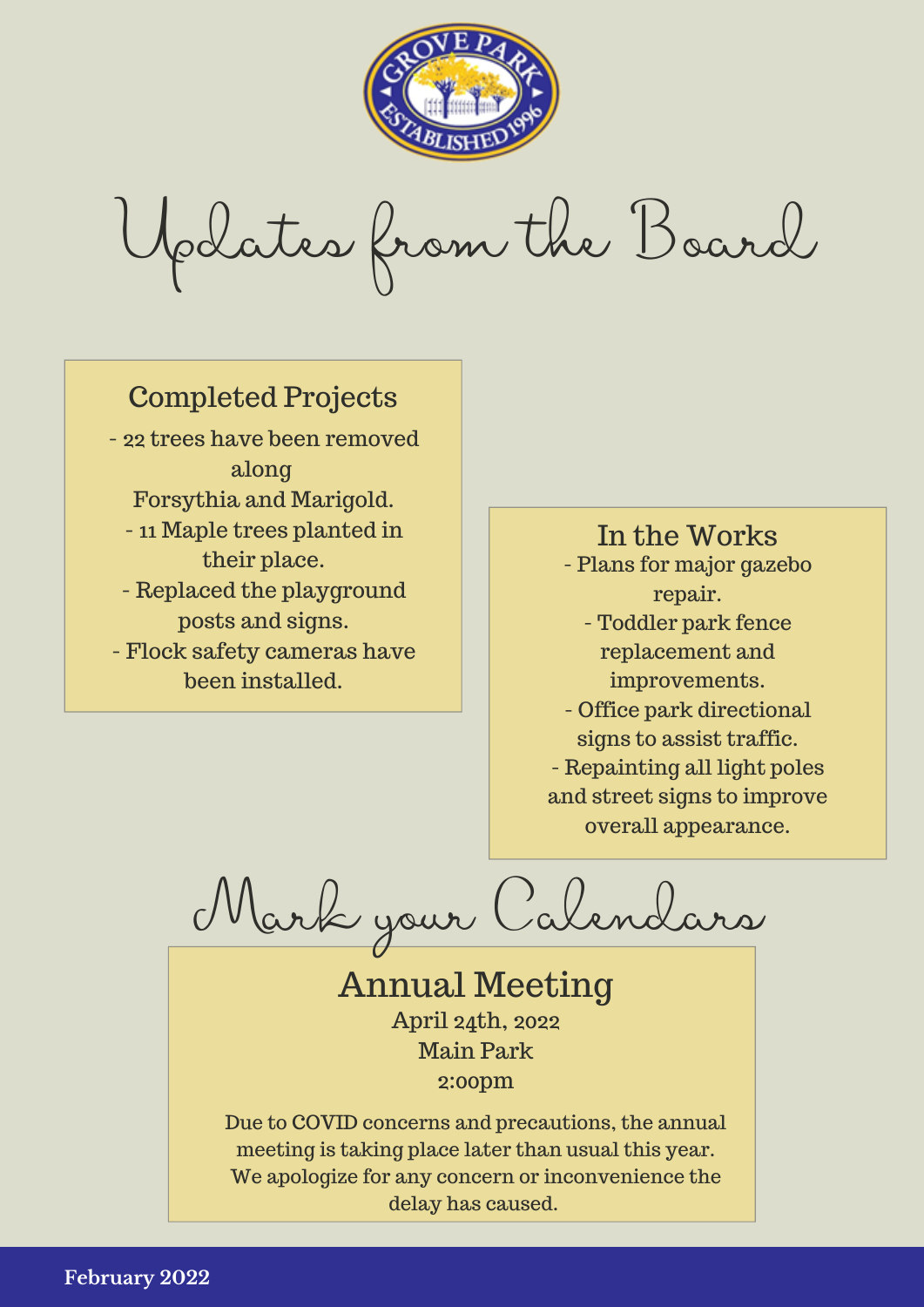# Updates from the Board

## Completed Projects

- 22 trees have been removed along Forsythia and Marigold.
- 11 Maple trees planted in their place.
- Replaced the playground posts and signs.
- Flock safety cameras have been installed.

## In the Works

- Plans for major gazebo repair.
- Toddler park fence replacement and improvements.
- Office park directional signs to assist traffic.
- Repainting all light poles and street signs to improve overall appearance.

# Mark your Calendars

## Annual Meeting

April 24th, 2022
Main Park
2:00pm

Due to COVID concerns and precautions, the annual meeting is taking place later than usual this year. We apologize for any concern or inconvenience the delay has caused.

**February 2022**